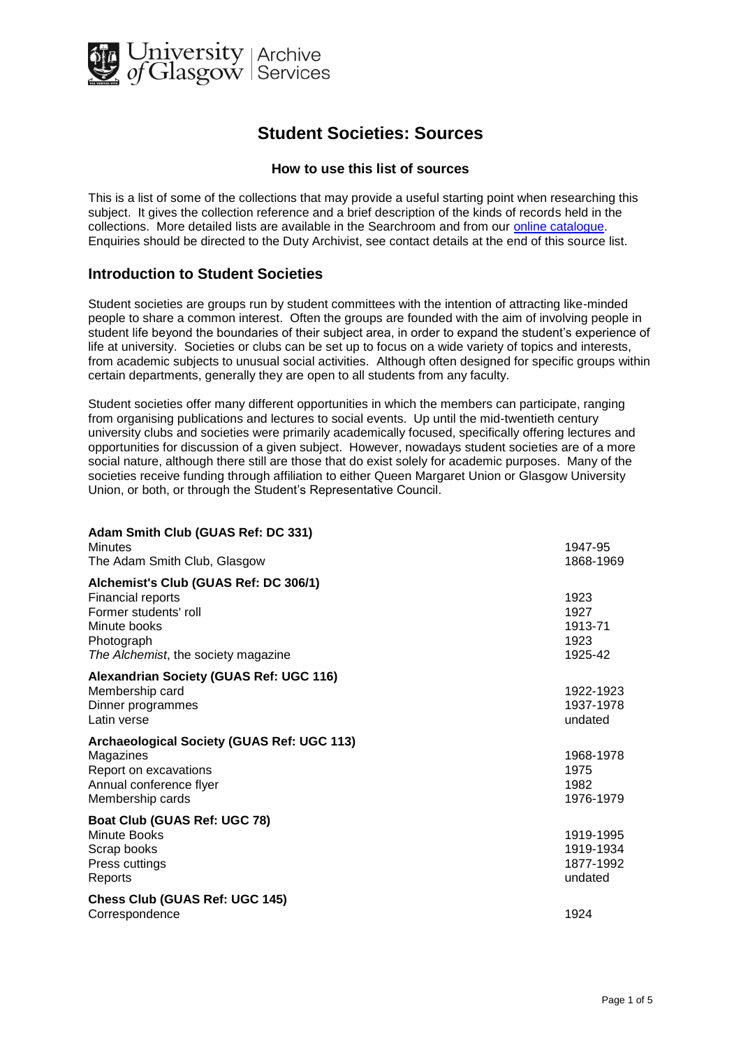# Student Societies: Sources

### How to use this list of sources

This is a list of some of the collections that may provide a useful starting point when researching this subject. It gives the collection reference and a brief description of the kinds of records held in the collections. More detailed lists are available in the Searchroom and from our [online catalogue](). Enquiries should be directed to the Duty Archivist, see contact details at the end of this source list.

## Introduction to Student Societies

Student societies are groups run by student committees with the intention of attracting like-minded people to share a common interest. Often the groups are founded with the aim of involving people in student life beyond the boundaries of their subject area, in order to expand the student's experience of life at university. Societies or clubs can be set up to focus on a wide variety of topics and interests, from academic subjects to unusual social activities. Although often designed for specific groups within certain departments, generally they are open to all students from any faculty.

Student societies offer many different opportunities in which the members can participate, ranging from organising publications and lectures to social events. Up until the mid-twentieth century university clubs and societies were primarily academically focused, specifically offering lectures and opportunities for discussion of a given subject. However, nowadays student societies are of a more social nature, although there still are those that do exist solely for academic purposes. Many of the societies receive funding through affiliation to either Queen Margaret Union or Glasgow University Union, or both, or through the Student's Representative Council.

**Adam Smith Club (GUAS Ref: DC 331)**

| | |
|---|---|
| Minutes | 1947-95 |
| The Adam Smith Club, Glasgow | 1868-1969 |

**Alchemist's Club (GUAS Ref: DC 306/1)**

| | |
|---|---|
| Financial reports | 1923 |
| Former students' roll | 1927 |
| Minute books | 1913-71 |
| Photograph | 1923 |
| *The Alchemist*, the society magazine | 1925-42 |

**Alexandrian Society (GUAS Ref: UGC 116)**

| | |
|---|---|
| Membership card | 1922-1923 |
| Dinner programmes | 1937-1978 |
| Latin verse | undated |

**Archaeological Society (GUAS Ref: UGC 113)**

| | |
|---|---|
| Magazines | 1968-1978 |
| Report on excavations | 1975 |
| Annual conference flyer | 1982 |
| Membership cards | 1976-1979 |

**Boat Club (GUAS Ref: UGC 78)**

| | |
|---|---|
| Minute Books | 1919-1995 |
| Scrap books | 1919-1934 |
| Press cuttings | 1877-1992 |
| Reports | undated |

**Chess Club (GUAS Ref: UGC 145)**

| | |
|---|---|
| Correspondence | 1924 |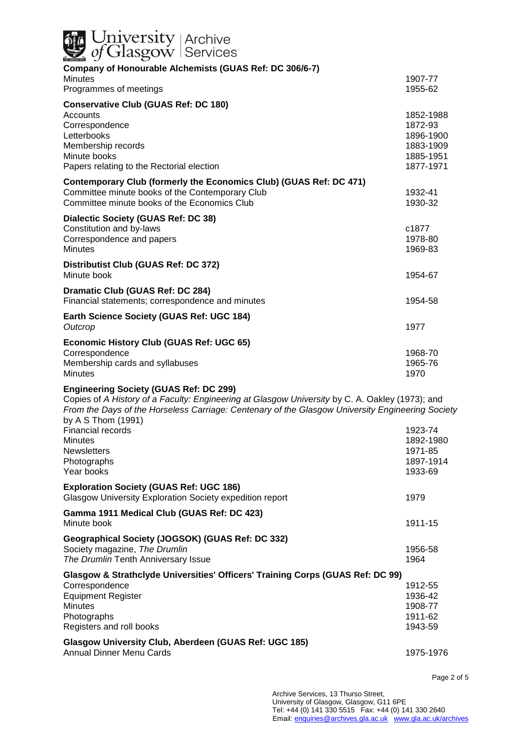**Company of Honourable Alchemists (GUAS Ref: DC 306/6-7)**

| | |
|---|---|
| Minutes | 1907-77 |
| Programmes of meetings | 1955-62 |

**Conservative Club (GUAS Ref: DC 180)**

| | |
|---|---|
| Accounts | 1852-1988 |
| Correspondence | 1872-93 |
| Letterbooks | 1896-1900 |
| Membership records | 1883-1909 |
| Minute books | 1885-1951 |
| Papers relating to the Rectorial election | 1877-1971 |

**Contemporary Club (formerly the Economics Club) (GUAS Ref: DC 471)**

| | |
|---|---|
| Committee minute books of the Contemporary Club | 1932-41 |
| Committee minute books of the Economics Club | 1930-32 |

**Dialectic Society (GUAS Ref: DC 38)**

| | |
|---|---|
| Constitution and by-laws | c1877 |
| Correspondence and papers | 1978-80 |
| Minutes | 1969-83 |

**Distributist Club (GUAS Ref: DC 372)**

| | |
|---|---|
| Minute book | 1954-67 |

**Dramatic Club (GUAS Ref: DC 284)**

| | |
|---|---|
| Financial statements; correspondence and minutes | 1954-58 |

**Earth Science Society (GUAS Ref: UGC 184)**

| | |
|---|---|
| *Outcrop* | 1977 |

**Economic History Club (GUAS Ref: UGC 65)**

| | |
|---|---|
| Correspondence | 1968-70 |
| Membership cards and syllabuses | 1965-76 |
| Minutes | 1970 |

**Engineering Society (GUAS Ref: DC 299)**

Copies of *A History of a Faculty: Engineering at Glasgow University* by C. A. Oakley (1973); and *From the Days of the Horseless Carriage: Centenary of the Glasgow University Engineering Society* by A S Thom (1991)

| | |
|---|---|
| Financial records | 1923-74 |
| Minutes | 1892-1980 |
| Newsletters | 1971-85 |
| Photographs | 1897-1914 |
| Year books | 1933-69 |

**Exploration Society (GUAS Ref: UGC 186)**

| | |
|---|---|
| Glasgow University Exploration Society expedition report | 1979 |

**Gamma 1911 Medical Club (GUAS Ref: DC 423)**

| | |
|---|---|
| Minute book | 1911-15 |

**Geographical Society (JOGSOK) (GUAS Ref: DC 332)**

| | |
|---|---|
| Society magazine, *The Drumlin* | 1956-58 |
| *The Drumlin* Tenth Anniversary Issue | 1964 |

**Glasgow & Strathclyde Universities' Officers' Training Corps (GUAS Ref: DC 99)**

| | |
|---|---|
| Correspondence | 1912-55 |
| Equipment Register | 1936-42 |
| Minutes | 1908-77 |
| Photographs | 1911-62 |
| Registers and roll books | 1943-59 |

**Glasgow University Club, Aberdeen (GUAS Ref: UGC 185)**

| | |
|---|---|
| Annual Dinner Menu Cards | 1975-1976 |

Archive Services, 13 Thurso Street,
University of Glasgow, Glasgow, G11 6PE
Tel: +44 (0) 141 330 5515 Fax: +44 (0) 141 330 2640
Email: enquiries@archives.gla.ac.uk www.gla.ac.uk/archives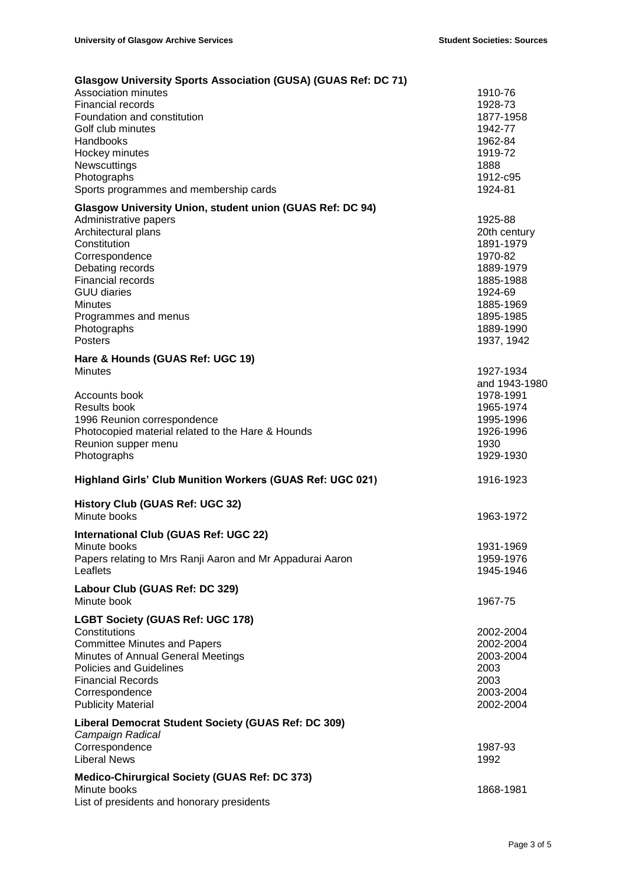### Glasgow University Sports Association (GUSA) (GUAS Ref: DC 71)

| | |
|---|---|
| Association minutes | 1910-76 |
| Financial records | 1928-73 |
| Foundation and constitution | 1877-1958 |
| Golf club minutes | 1942-77 |
| Handbooks | 1962-84 |
| Hockey minutes | 1919-72 |
| Newscuttings | 1888 |
| Photographs | 1912-c95 |
| Sports programmes and membership cards | 1924-81 |

### Glasgow University Union, student union (GUAS Ref: DC 94)

| | |
|---|---|
| Administrative papers | 1925-88 |
| Architectural plans | 20th century |
| Constitution | 1891-1979 |
| Correspondence | 1970-82 |
| Debating records | 1889-1979 |
| Financial records | 1885-1988 |
| GUU diaries | 1924-69 |
| Minutes | 1885-1969 |
| Programmes and menus | 1895-1985 |
| Photographs | 1889-1990 |
| Posters | 1937, 1942 |

### Hare & Hounds (GUAS Ref: UGC 19)

| | |
|---|---|
| Minutes | 1927-1934 and 1943-1980 |
| Accounts book | 1978-1991 |
| Results book | 1965-1974 |
| 1996 Reunion correspondence | 1995-1996 |
| Photocopied material related to the Hare & Hounds | 1926-1996 |
| Reunion supper menu | 1930 |
| Photographs | 1929-1930 |

### Highland Girls' Club Munition Workers (GUAS Ref: UGC 021) — 1916-1923

### History Club (GUAS Ref: UGC 32)

| | |
|---|---|
| Minute books | 1963-1972 |

### International Club (GUAS Ref: UGC 22)

| | |
|---|---|
| Minute books | 1931-1969 |
| Papers relating to Mrs Ranji Aaron and Mr Appadurai Aaron | 1959-1976 |
| Leaflets | 1945-1946 |

### Labour Club (GUAS Ref: DC 329)

| | |
|---|---|
| Minute book | 1967-75 |

### LGBT Society (GUAS Ref: UGC 178)

| | |
|---|---|
| Constitutions | 2002-2004 |
| Committee Minutes and Papers | 2002-2004 |
| Minutes of Annual General Meetings | 2003-2004 |
| Policies and Guidelines | 2003 |
| Financial Records | 2003 |
| Correspondence | 2003-2004 |
| Publicity Material | 2002-2004 |

### Liberal Democrat Student Society (GUAS Ref: DC 309)

*Campaign Radical*

| | |
|---|---|
| Correspondence | 1987-93 |
| Liberal News | 1992 |

### Medico-Chirurgical Society (GUAS Ref: DC 373)

| | |
|---|---|
| Minute books | 1868-1981 |
| List of presidents and honorary presidents | |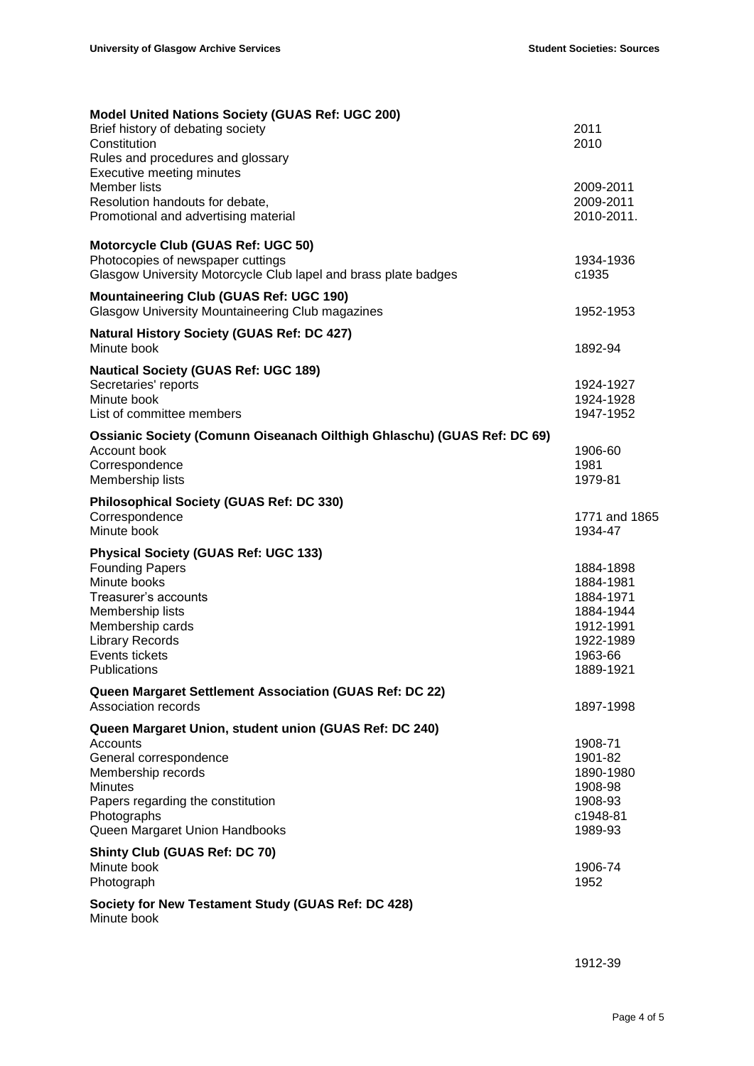**Model United Nations Society (GUAS Ref: UGC 200)**

| | |
|---|---|
| Brief history of debating society | 2011 |
| Constitution | 2010 |
| Rules and procedures and glossary | |
| Executive meeting minutes | |
| Member lists | 2009-2011 |
| Resolution handouts for debate, | 2009-2011 |
| Promotional and advertising material | 2010-2011. |

**Motorcycle Club (GUAS Ref: UGC 50)**

| | |
|---|---|
| Photocopies of newspaper cuttings | 1934-1936 |
| Glasgow University Motorcycle Club lapel and brass plate badges | c1935 |

**Mountaineering Club (GUAS Ref: UGC 190)**

| | |
|---|---|
| Glasgow University Mountaineering Club magazines | 1952-1953 |

**Natural History Society (GUAS Ref: DC 427)**

| | |
|---|---|
| Minute book | 1892-94 |

**Nautical Society (GUAS Ref: UGC 189)**

| | |
|---|---|
| Secretaries' reports | 1924-1927 |
| Minute book | 1924-1928 |
| List of committee members | 1947-1952 |

**Ossianic Society (Comunn Oiseanach Oilthigh Ghlaschu) (GUAS Ref: DC 69)**

| | |
|---|---|
| Account book | 1906-60 |
| Correspondence | 1981 |
| Membership lists | 1979-81 |

**Philosophical Society (GUAS Ref: DC 330)**

| | |
|---|---|
| Correspondence | 1771 and 1865 |
| Minute book | 1934-47 |

**Physical Society (GUAS Ref: UGC 133)**

| | |
|---|---|
| Founding Papers | 1884-1898 |
| Minute books | 1884-1981 |
| Treasurer's accounts | 1884-1971 |
| Membership lists | 1884-1944 |
| Membership cards | 1912-1991 |
| Library Records | 1922-1989 |
| Events tickets | 1963-66 |
| Publications | 1889-1921 |

**Queen Margaret Settlement Association (GUAS Ref: DC 22)**

| | |
|---|---|
| Association records | 1897-1998 |

**Queen Margaret Union, student union (GUAS Ref: DC 240)**

| | |
|---|---|
| Accounts | 1908-71 |
| General correspondence | 1901-82 |
| Membership records | 1890-1980 |
| Minutes | 1908-98 |
| Papers regarding the constitution | 1908-93 |
| Photographs | c1948-81 |
| Queen Margaret Union Handbooks | 1989-93 |

**Shinty Club (GUAS Ref: DC 70)**

| | |
|---|---|
| Minute book | 1906-74 |
| Photograph | 1952 |

**Society for New Testament Study (GUAS Ref: DC 428)**

| | |
|---|---|
| Minute book | 1912-39 |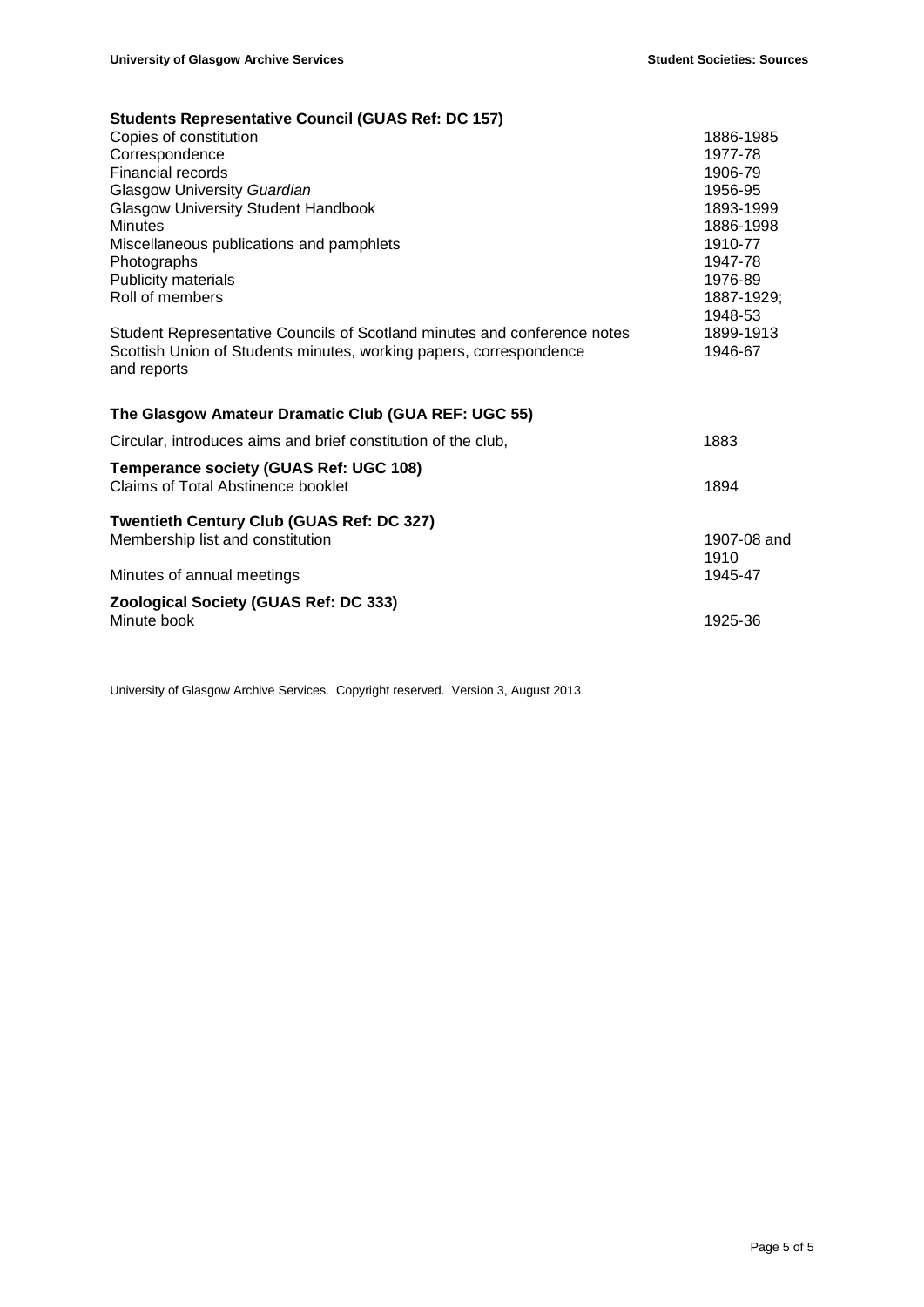**Students Representative Council (GUAS Ref: DC 157)**

| | |
|---|---|
| Copies of constitution | 1886-1985 |
| Correspondence | 1977-78 |
| Financial records | 1906-79 |
| Glasgow University *Guardian* | 1956-95 |
| Glasgow University Student Handbook | 1893-1999 |
| Minutes | 1886-1998 |
| Miscellaneous publications and pamphlets | 1910-77 |
| Photographs | 1947-78 |
| Publicity materials | 1976-89 |
| Roll of members | 1887-1929; 1948-53 |
| Student Representative Councils of Scotland minutes and conference notes | 1899-1913 |
| Scottish Union of Students minutes, working papers, correspondence and reports | 1946-67 |

**The Glasgow Amateur Dramatic Club (GUA REF: UGC 55)**

| | |
|---|---|
| Circular, introduces aims and brief constitution of the club, | 1883 |

**Temperance society (GUAS Ref: UGC 108)**

| | |
|---|---|
| Claims of Total Abstinence booklet | 1894 |

**Twentieth Century Club (GUAS Ref: DC 327)**

| | |
|---|---|
| Membership list and constitution | 1907-08 and 1910 |
| Minutes of annual meetings | 1945-47 |

**Zoological Society (GUAS Ref: DC 333)**

| | |
|---|---|
| Minute book | 1925-36 |

University of Glasgow Archive Services. Copyright reserved. Version 3, August 2013